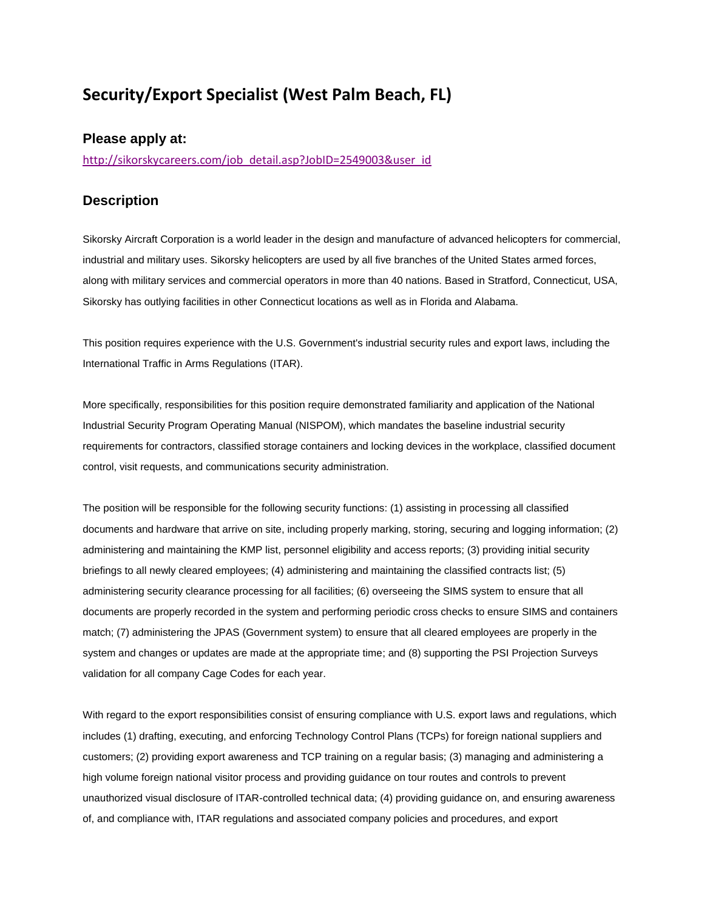# Security/Export Specialist (West Palm Beach, FL)

## Please apply at:

http://sikorskycareers.com/job_detail.asp?JobID=2549003&user_id

## Description

Sikorsky Aircraft Corporation is a world leader in the design and manufacture of advanced helicopters for commercial, industrial and military uses. Sikorsky helicopters are used by all five branches of the United States armed forces, along with military services and commercial operators in more than 40 nations. Based in Stratford, Connecticut, USA, Sikorsky has outlying facilities in other Connecticut locations as well as in Florida and Alabama.

This position requires experience with the U.S. Government's industrial security rules and export laws, including the International Traffic in Arms Regulations (ITAR).

More specifically, responsibilities for this position require demonstrated familiarity and application of the National Industrial Security Program Operating Manual (NISPOM), which mandates the baseline industrial security requirements for contractors, classified storage containers and locking devices in the workplace, classified document control, visit requests, and communications security administration.

The position will be responsible for the following security functions: (1) assisting in processing all classified documents and hardware that arrive on site, including properly marking, storing, securing and logging information; (2) administering and maintaining the KMP list, personnel eligibility and access reports; (3) providing initial security briefings to all newly cleared employees; (4) administering and maintaining the classified contracts list; (5) administering security clearance processing for all facilities; (6) overseeing the SIMS system to ensure that all documents are properly recorded in the system and performing periodic cross checks to ensure SIMS and containers match; (7) administering the JPAS (Government system) to ensure that all cleared employees are properly in the system and changes or updates are made at the appropriate time; and (8) supporting the PSI Projection Surveys validation for all company Cage Codes for each year.

With regard to the export responsibilities consist of ensuring compliance with U.S. export laws and regulations, which includes (1) drafting, executing, and enforcing Technology Control Plans (TCPs) for foreign national suppliers and customers; (2) providing export awareness and TCP training on a regular basis; (3) managing and administering a high volume foreign national visitor process and providing guidance on tour routes and controls to prevent unauthorized visual disclosure of ITAR-controlled technical data; (4) providing guidance on, and ensuring awareness of, and compliance with, ITAR regulations and associated company policies and procedures, and export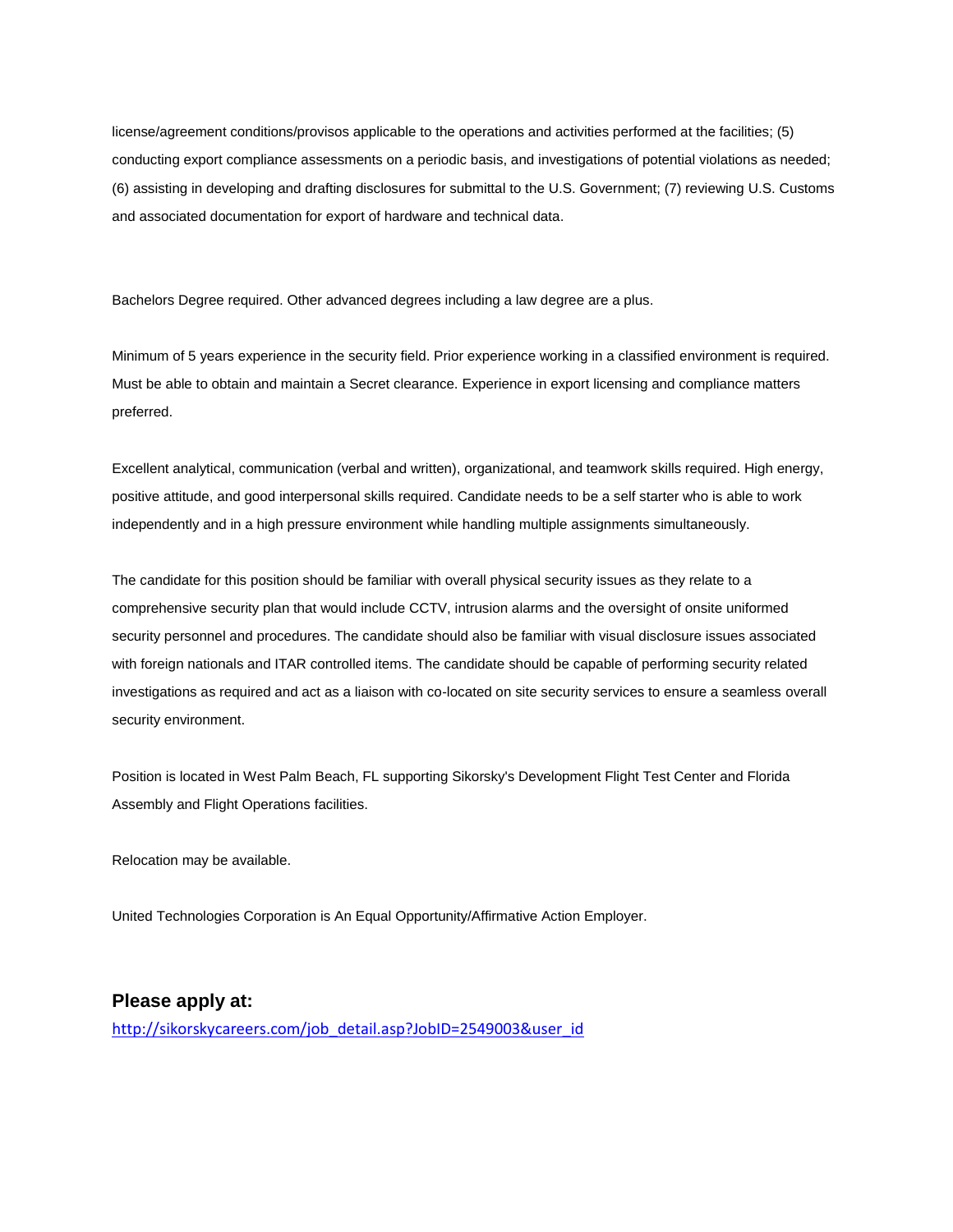license/agreement conditions/provisos applicable to the operations and activities performed at the facilities; (5) conducting export compliance assessments on a periodic basis, and investigations of potential violations as needed; (6) assisting in developing and drafting disclosures for submittal to the U.S. Government; (7) reviewing U.S. Customs and associated documentation for export of hardware and technical data.

Bachelors Degree required. Other advanced degrees including a law degree are a plus.

Minimum of 5 years experience in the security field. Prior experience working in a classified environment is required. Must be able to obtain and maintain a Secret clearance. Experience in export licensing and compliance matters preferred.

Excellent analytical, communication (verbal and written), organizational, and teamwork skills required. High energy, positive attitude, and good interpersonal skills required. Candidate needs to be a self starter who is able to work independently and in a high pressure environment while handling multiple assignments simultaneously.

The candidate for this position should be familiar with overall physical security issues as they relate to a comprehensive security plan that would include CCTV, intrusion alarms and the oversight of onsite uniformed security personnel and procedures. The candidate should also be familiar with visual disclosure issues associated with foreign nationals and ITAR controlled items. The candidate should be capable of performing security related investigations as required and act as a liaison with co-located on site security services to ensure a seamless overall security environment.

Position is located in West Palm Beach, FL supporting Sikorsky's Development Flight Test Center and Florida Assembly and Flight Operations facilities.

Relocation may be available.

United Technologies Corporation is An Equal Opportunity/Affirmative Action Employer.

### Please apply at:

http://sikorskycareers.com/job_detail.asp?JobID=2549003&user_id